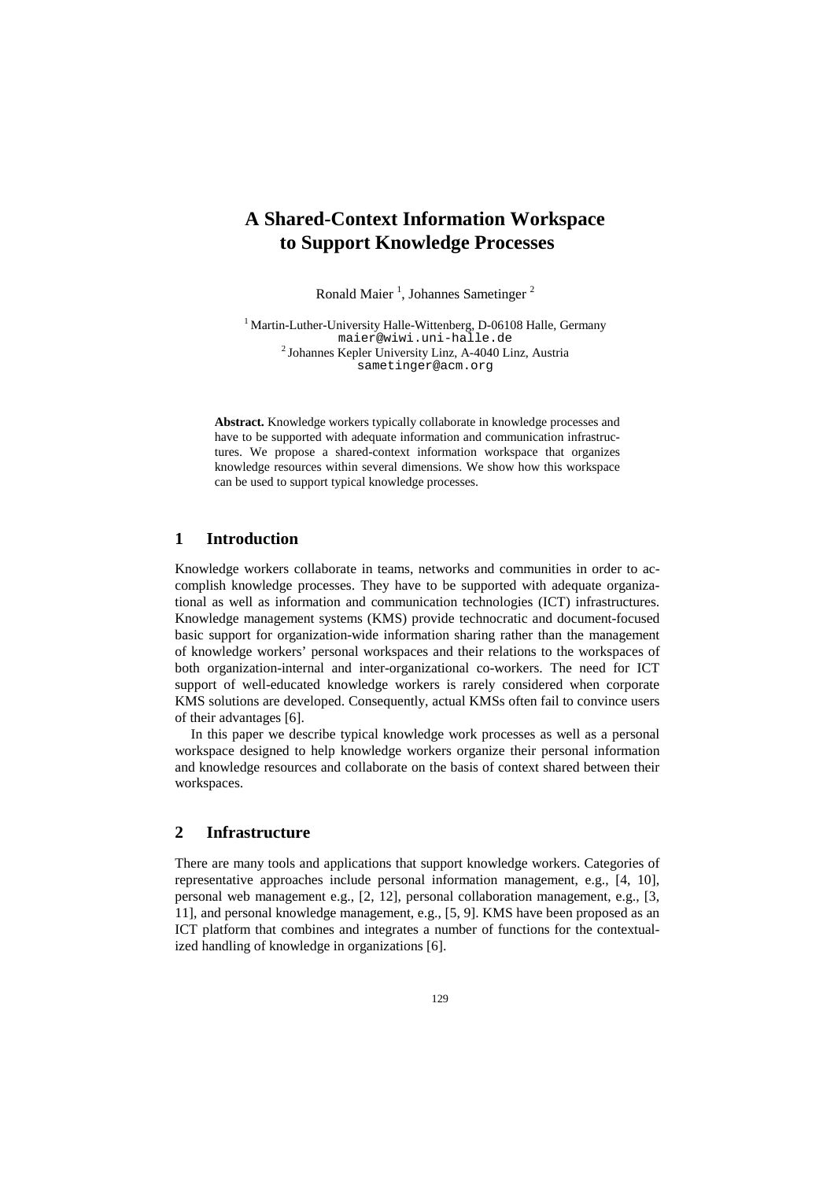# A Shared-Context Information Workspace to Support Knowledge Processes

Ronald Maier [1], Johannes Sametinger [2]

[1] Martin-Luther-University Halle-Wittenberg, D-06108 Halle, Germany
maier@wiwi.uni-halle.de
[2] Johannes Kepler University Linz, A-4040 Linz, Austria
sametinger@acm.org

**Abstract.** Knowledge workers typically collaborate in knowledge processes and have to be supported with adequate information and communication infrastructures. We propose a shared-context information workspace that organizes knowledge resources within several dimensions. We show how this workspace can be used to support typical knowledge processes.

## 1 Introduction

Knowledge workers collaborate in teams, networks and communities in order to accomplish knowledge processes. They have to be supported with adequate organizational as well as information and communication technologies (ICT) infrastructures. Knowledge management systems (KMS) provide technocratic and document-focused basic support for organization-wide information sharing rather than the management of knowledge workers' personal workspaces and their relations to the workspaces of both organization-internal and inter-organizational co-workers. The need for ICT support of well-educated knowledge workers is rarely considered when corporate KMS solutions are developed. Consequently, actual KMSs often fail to convince users of their advantages [6].

In this paper we describe typical knowledge work processes as well as a personal workspace designed to help knowledge workers organize their personal information and knowledge resources and collaborate on the basis of context shared between their workspaces.

## 2 Infrastructure

There are many tools and applications that support knowledge workers. Categories of representative approaches include personal information management, e.g., [4, 10], personal web management e.g., [2, 12], personal collaboration management, e.g., [3, 11], and personal knowledge management, e.g., [5, 9]. KMS have been proposed as an ICT platform that combines and integrates a number of functions for the contextualized handling of knowledge in organizations [6].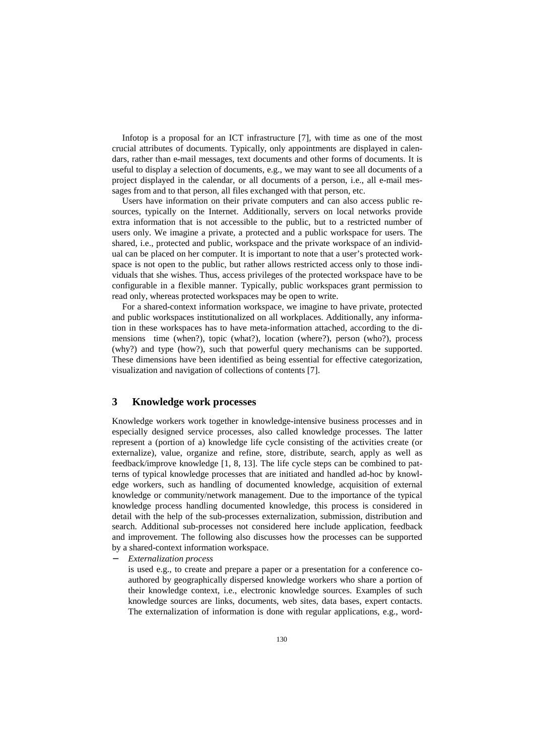Infotop is a proposal for an ICT infrastructure [7], with time as one of the most crucial attributes of documents. Typically, only appointments are displayed in calendars, rather than e-mail messages, text documents and other forms of documents. It is useful to display a selection of documents, e.g., we may want to see all documents of a project displayed in the calendar, or all documents of a person, i.e., all e-mail messages from and to that person, all files exchanged with that person, etc.

Users have information on their private computers and can also access public resources, typically on the Internet. Additionally, servers on local networks provide extra information that is not accessible to the public, but to a restricted number of users only. We imagine a private, a protected and a public workspace for users. The shared, i.e., protected and public, workspace and the private workspace of an individual can be placed on her computer. It is important to note that a user's protected workspace is not open to the public, but rather allows restricted access only to those individuals that she wishes. Thus, access privileges of the protected workspace have to be configurable in a flexible manner. Typically, public workspaces grant permission to read only, whereas protected workspaces may be open to write.

For a shared-context information workspace, we imagine to have private, protected and public workspaces institutionalized on all workplaces. Additionally, any information in these workspaces has to have meta-information attached, according to the dimensions time (when?), topic (what?), location (where?), person (who?), process (why?) and type (how?), such that powerful query mechanisms can be supported. These dimensions have been identified as being essential for effective categorization, visualization and navigation of collections of contents [7].

## 3 Knowledge work processes

Knowledge workers work together in knowledge-intensive business processes and in especially designed service processes, also called knowledge processes. The latter represent a (portion of a) knowledge life cycle consisting of the activities create (or externalize), value, organize and refine, store, distribute, search, apply as well as feedback/improve knowledge [1, 8, 13]. The life cycle steps can be combined to patterns of typical knowledge processes that are initiated and handled ad-hoc by knowledge workers, such as handling of documented knowledge, acquisition of external knowledge or community/network management. Due to the importance of the typical knowledge process handling documented knowledge, this process is considered in detail with the help of the sub-processes externalization, submission, distribution and search. Additional sub-processes not considered here include application, feedback and improvement. The following also discusses how the processes can be supported by a shared-context information workspace.

- *Externalization process*
  is used e.g., to create and prepare a paper or a presentation for a conference co-authored by geographically dispersed knowledge workers who share a portion of their knowledge context, i.e., electronic knowledge sources. Examples of such knowledge sources are links, documents, web sites, data bases, expert contacts. The externalization of information is done with regular applications, e.g., word-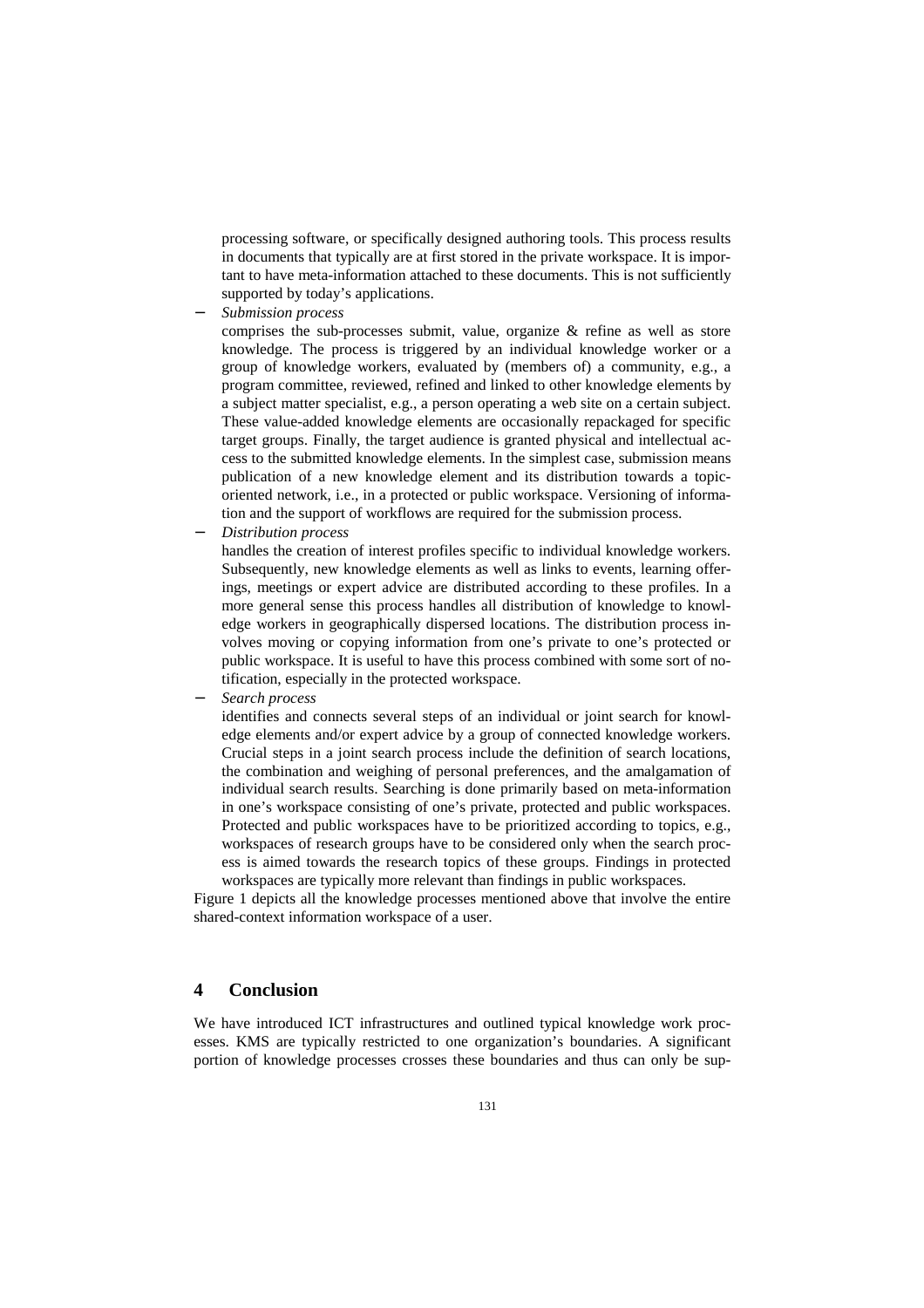processing software, or specifically designed authoring tools. This process results in documents that typically are at first stored in the private workspace. It is important to have meta-information attached to these documents. This is not sufficiently supported by today's applications.

- *Submission process*
  comprises the sub-processes submit, value, organize & refine as well as store knowledge. The process is triggered by an individual knowledge worker or a group of knowledge workers, evaluated by (members of) a community, e.g., a program committee, reviewed, refined and linked to other knowledge elements by a subject matter specialist, e.g., a person operating a web site on a certain subject. These value-added knowledge elements are occasionally repackaged for specific target groups. Finally, the target audience is granted physical and intellectual access to the submitted knowledge elements. In the simplest case, submission means publication of a new knowledge element and its distribution towards a topic-oriented network, i.e., in a protected or public workspace. Versioning of information and the support of workflows are required for the submission process.
- *Distribution process*
  handles the creation of interest profiles specific to individual knowledge workers. Subsequently, new knowledge elements as well as links to events, learning offerings, meetings or expert advice are distributed according to these profiles. In a more general sense this process handles all distribution of knowledge to knowledge workers in geographically dispersed locations. The distribution process involves moving or copying information from one's private to one's protected or public workspace. It is useful to have this process combined with some sort of notification, especially in the protected workspace.
- *Search process*
  identifies and connects several steps of an individual or joint search for knowledge elements and/or expert advice by a group of connected knowledge workers. Crucial steps in a joint search process include the definition of search locations, the combination and weighing of personal preferences, and the amalgamation of individual search results. Searching is done primarily based on meta-information in one's workspace consisting of one's private, protected and public workspaces. Protected and public workspaces have to be prioritized according to topics, e.g., workspaces of research groups have to be considered only when the search process is aimed towards the research topics of these groups. Findings in protected workspaces are typically more relevant than findings in public workspaces.

Figure 1 depicts all the knowledge processes mentioned above that involve the entire shared-context information workspace of a user.

## 4 Conclusion

We have introduced ICT infrastructures and outlined typical knowledge work processes. KMS are typically restricted to one organization's boundaries. A significant portion of knowledge processes crosses these boundaries and thus can only be sup-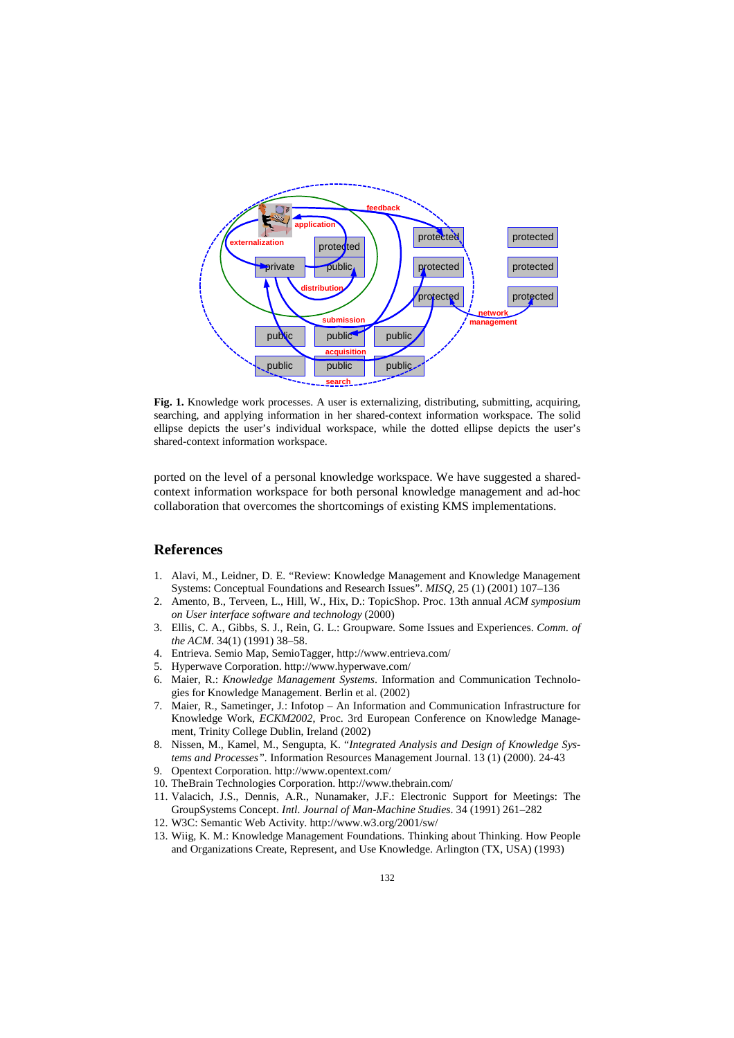feedback

application

externalization

protected

private

public

distribution

submission

acquisition

search

network management

protected

protected

protected

protected

protected

protected

public

public

public

public

public

public

**Fig. 1.** Knowledge work processes. A user is externalizing, distributing, submitting, acquiring, searching, and applying information in her shared-context information workspace. The solid ellipse depicts the user's individual workspace, while the dotted ellipse depicts the user's shared-context information workspace.

ported on the level of a personal knowledge workspace. We have suggested a shared-context information workspace for both personal knowledge management and ad-hoc collaboration that overcomes the shortcomings of existing KMS implementations.

## References

1. Alavi, M., Leidner, D. E. "Review: Knowledge Management and Knowledge Management Systems: Conceptual Foundations and Research Issues". *MISQ*, 25 (1) (2001) 107–136
2. Amento, B., Terveen, L., Hill, W., Hix, D.: TopicShop. Proc. 13th annual *ACM symposium on User interface software and technology* (2000)
3. Ellis, C. A., Gibbs, S. J., Rein, G. L.: Groupware. Some Issues and Experiences. *Comm. of the ACM*. 34(1) (1991) 38–58.
4. Entrieva. Semio Map, SemioTagger, http://www.entrieva.com/
5. Hyperwave Corporation. http://www.hyperwave.com/
6. Maier, R.: *Knowledge Management Systems*. Information and Communication Technologies for Knowledge Management. Berlin et al. (2002)
7. Maier, R., Sametinger, J.: Infotop – An Information and Communication Infrastructure for Knowledge Work, *ECKM2002*, Proc. 3rd European Conference on Knowledge Management, Trinity College Dublin, Ireland (2002)
8. Nissen, M., Kamel, M., Sengupta, K. "*Integrated Analysis and Design of Knowledge Systems and Processes*". Information Resources Management Journal. 13 (1) (2000). 24-43
9. Opentext Corporation. http://www.opentext.com/
10. TheBrain Technologies Corporation. http://www.thebrain.com/
11. Valacich, J.S., Dennis, A.R., Nunamaker, J.F.: Electronic Support for Meetings: The GroupSystems Concept. *Intl. Journal of Man-Machine Studies*. 34 (1991) 261–282
12. W3C: Semantic Web Activity. http://www.w3.org/2001/sw/
13. Wiig, K. M.: Knowledge Management Foundations. Thinking about Thinking. How People and Organizations Create, Represent, and Use Knowledge. Arlington (TX, USA) (1993)